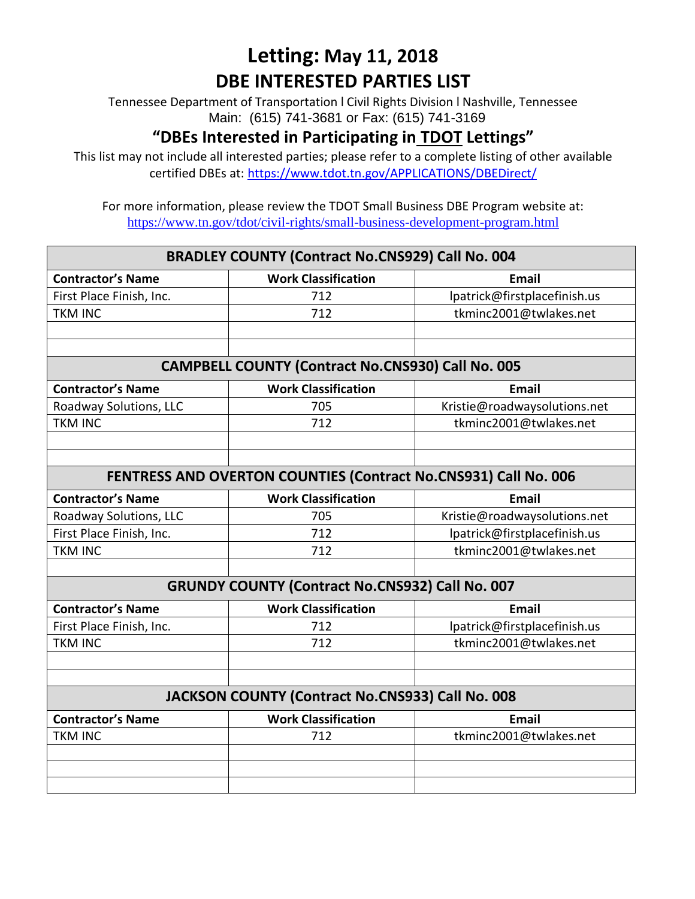# Letting: May 11, 2018

## DBE INTERESTED PARTIES LIST

Tennessee Department of Transportation l Civil Rights Division l Nashville, Tennessee
Main: (615) 741-3681 or Fax: (615) 741-3169

### "DBEs Interested in Participating in TDOT Lettings"

This list may not include all interested parties; please refer to a complete listing of other available certified DBEs at: https://www.tdot.tn.gov/APPLICATIONS/DBEDirect/

For more information, please review the TDOT Small Business DBE Program website at: https://www.tn.gov/tdot/civil-rights/small-business-development-program.html

| BRADLEY COUNTY (Contract No.CNS929) Call No. 004 | | |
|---|---|---|
| **Contractor's Name** | **Work Classification** | **Email** |
| First Place Finish, Inc. | 712 | lpatrick@firstplacefinish.us |
| TKM INC | 712 | tkminc2001@twlakes.net |
| | | |
| | | |

| CAMPBELL COUNTY (Contract No.CNS930) Call No. 005 | | |
|---|---|---|
| **Contractor's Name** | **Work Classification** | **Email** |
| Roadway Solutions, LLC | 705 | Kristie@roadwaysolutions.net |
| TKM INC | 712 | tkminc2001@twlakes.net |
| | | |
| | | |

| FENTRESS AND OVERTON COUNTIES (Contract No.CNS931) Call No. 006 | | |
|---|---|---|
| **Contractor's Name** | **Work Classification** | **Email** |
| Roadway Solutions, LLC | 705 | Kristie@roadwaysolutions.net |
| First Place Finish, Inc. | 712 | lpatrick@firstplacefinish.us |
| TKM INC | 712 | tkminc2001@twlakes.net |
| | | |

| GRUNDY COUNTY (Contract No.CNS932) Call No. 007 | | |
|---|---|---|
| **Contractor's Name** | **Work Classification** | **Email** |
| First Place Finish, Inc. | 712 | lpatrick@firstplacefinish.us |
| TKM INC | 712 | tkminc2001@twlakes.net |
| | | |
| | | |

| JACKSON COUNTY (Contract No.CNS933) Call No. 008 | | |
|---|---|---|
| **Contractor's Name** | **Work Classification** | **Email** |
| TKM INC | 712 | tkminc2001@twlakes.net |
| | | |
| | | |
| | | |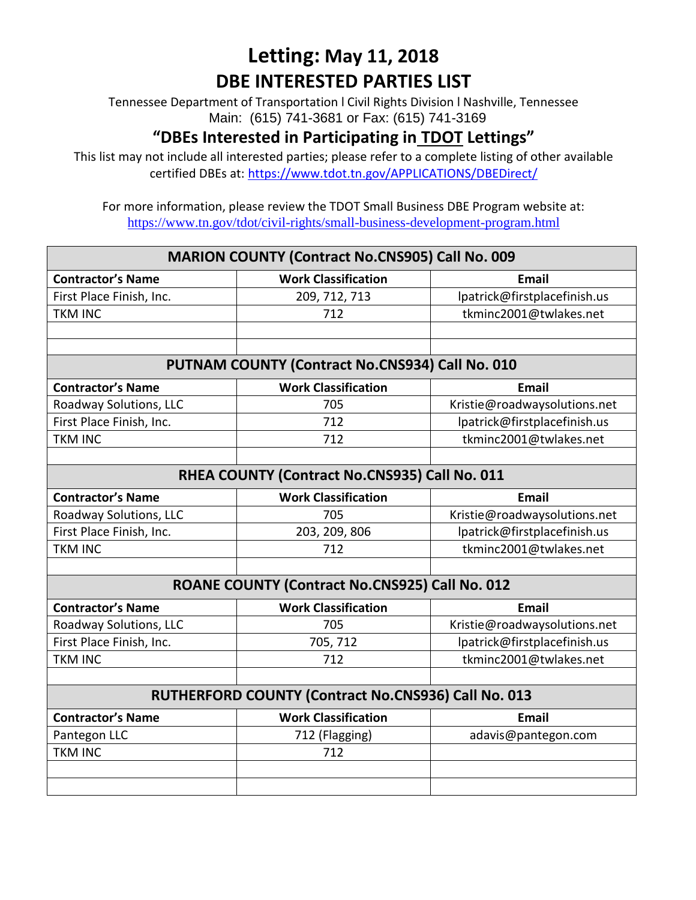# Letting: May 11, 2018

## DBE INTERESTED PARTIES LIST

Tennessee Department of Transportation l Civil Rights Division l Nashville, Tennessee
Main: (615) 741-3681 or Fax: (615) 741-3169

### "DBEs Interested in Participating in TDOT Lettings"

This list may not include all interested parties; please refer to a complete listing of other available certified DBEs at: https://www.tdot.tn.gov/APPLICATIONS/DBEDirect/

For more information, please review the TDOT Small Business DBE Program website at:
https://www.tn.gov/tdot/civil-rights/small-business-development-program.html

| MARION COUNTY (Contract No.CNS905) Call No. 009 | | |
|---|---|---|
| **Contractor's Name** | **Work Classification** | **Email** |
| First Place Finish, Inc. | 209, 712, 713 | lpatrick@firstplacefinish.us |
| TKM INC | 712 | tkminc2001@twlakes.net |
| | | |
| | | |

| PUTNAM COUNTY (Contract No.CNS934) Call No. 010 | | |
|---|---|---|
| **Contractor's Name** | **Work Classification** | **Email** |
| Roadway Solutions, LLC | 705 | Kristie@roadwaysolutions.net |
| First Place Finish, Inc. | 712 | lpatrick@firstplacefinish.us |
| TKM INC | 712 | tkminc2001@twlakes.net |
| | | |

| RHEA COUNTY (Contract No.CNS935) Call No. 011 | | |
|---|---|---|
| **Contractor's Name** | **Work Classification** | **Email** |
| Roadway Solutions, LLC | 705 | Kristie@roadwaysolutions.net |
| First Place Finish, Inc. | 203, 209, 806 | lpatrick@firstplacefinish.us |
| TKM INC | 712 | tkminc2001@twlakes.net |
| | | |

| ROANE COUNTY (Contract No.CNS925) Call No. 012 | | |
|---|---|---|
| **Contractor's Name** | **Work Classification** | **Email** |
| Roadway Solutions, LLC | 705 | Kristie@roadwaysolutions.net |
| First Place Finish, Inc. | 705, 712 | lpatrick@firstplacefinish.us |
| TKM INC | 712 | tkminc2001@twlakes.net |
| | | |

| RUTHERFORD COUNTY (Contract No.CNS936) Call No. 013 | | |
|---|---|---|
| **Contractor's Name** | **Work Classification** | **Email** |
| Pantegon LLC | 712 (Flagging) | adavis@pantegon.com |
| TKM INC | 712 | |
| | | |
| | | |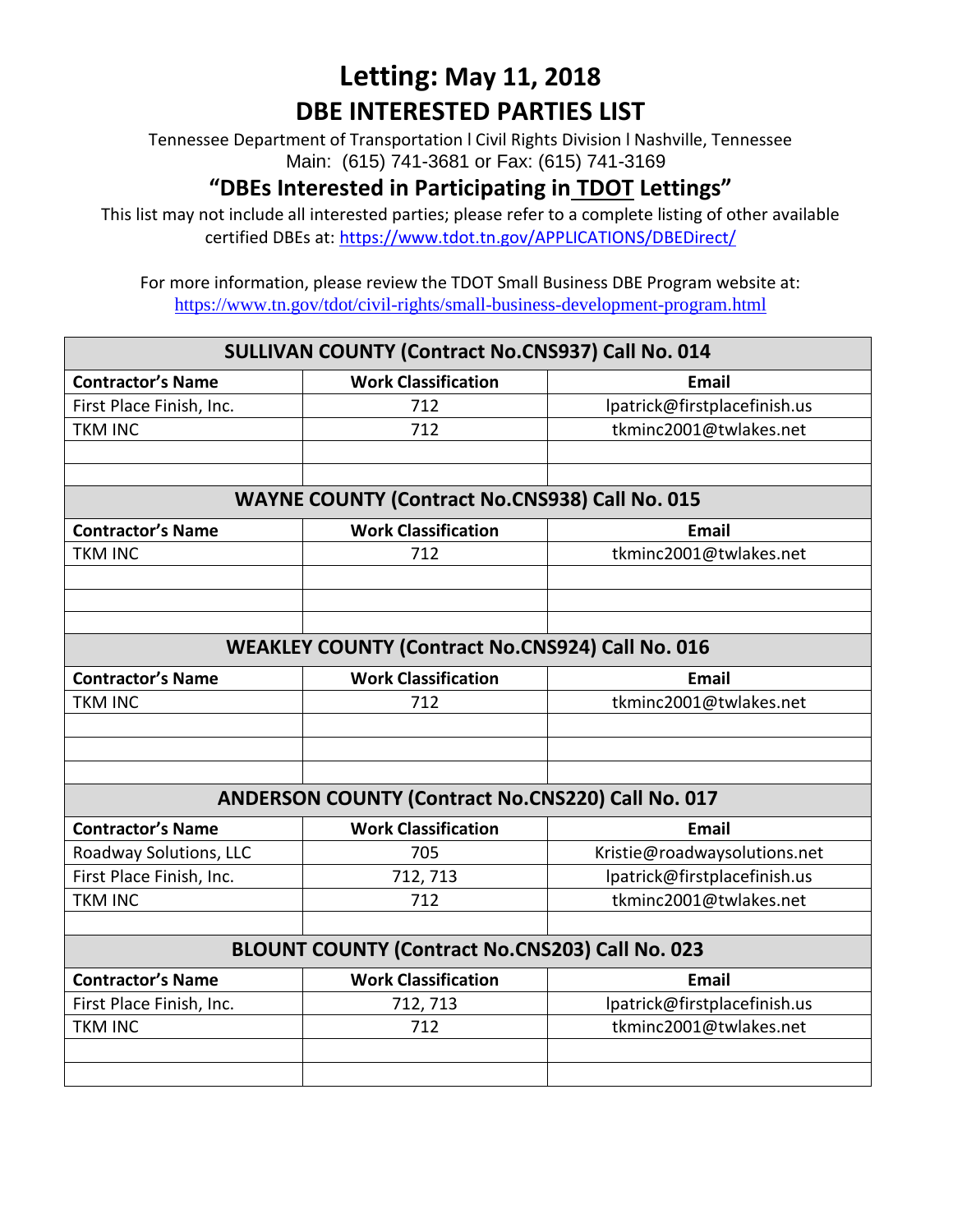# Letting: May 11, 2018

## DBE INTERESTED PARTIES LIST

Tennessee Department of Transportation l Civil Rights Division l Nashville, Tennessee
Main: (615) 741-3681 or Fax: (615) 741-3169

### "DBEs Interested in Participating in TDOT Lettings"

This list may not include all interested parties; please refer to a complete listing of other available certified DBEs at: https://www.tdot.tn.gov/APPLICATIONS/DBEDirect/

For more information, please review the TDOT Small Business DBE Program website at:
https://www.tn.gov/tdot/civil-rights/small-business-development-program.html

| SULLIVAN COUNTY (Contract No.CNS937) Call No. 014 | | |
|---|---|---|
| **Contractor's Name** | **Work Classification** | **Email** |
| First Place Finish, Inc. | 712 | lpatrick@firstplacefinish.us |
| TKM INC | 712 | tkminc2001@twlakes.net |
| | | |
| | | |

| WAYNE COUNTY (Contract No.CNS938) Call No. 015 | | |
|---|---|---|
| **Contractor's Name** | **Work Classification** | **Email** |
| TKM INC | 712 | tkminc2001@twlakes.net |
| | | |
| | | |
| | | |

| WEAKLEY COUNTY (Contract No.CNS924) Call No. 016 | | |
|---|---|---|
| **Contractor's Name** | **Work Classification** | **Email** |
| TKM INC | 712 | tkminc2001@twlakes.net |
| | | |
| | | |
| | | |

| ANDERSON COUNTY (Contract No.CNS220) Call No. 017 | | |
|---|---|---|
| **Contractor's Name** | **Work Classification** | **Email** |
| Roadway Solutions, LLC | 705 | Kristie@roadwaysolutions.net |
| First Place Finish, Inc. | 712, 713 | lpatrick@firstplacefinish.us |
| TKM INC | 712 | tkminc2001@twlakes.net |
| | | |

| BLOUNT COUNTY (Contract No.CNS203) Call No. 023 | | |
|---|---|---|
| **Contractor's Name** | **Work Classification** | **Email** |
| First Place Finish, Inc. | 712, 713 | lpatrick@firstplacefinish.us |
| TKM INC | 712 | tkminc2001@twlakes.net |
| | | |
| | | |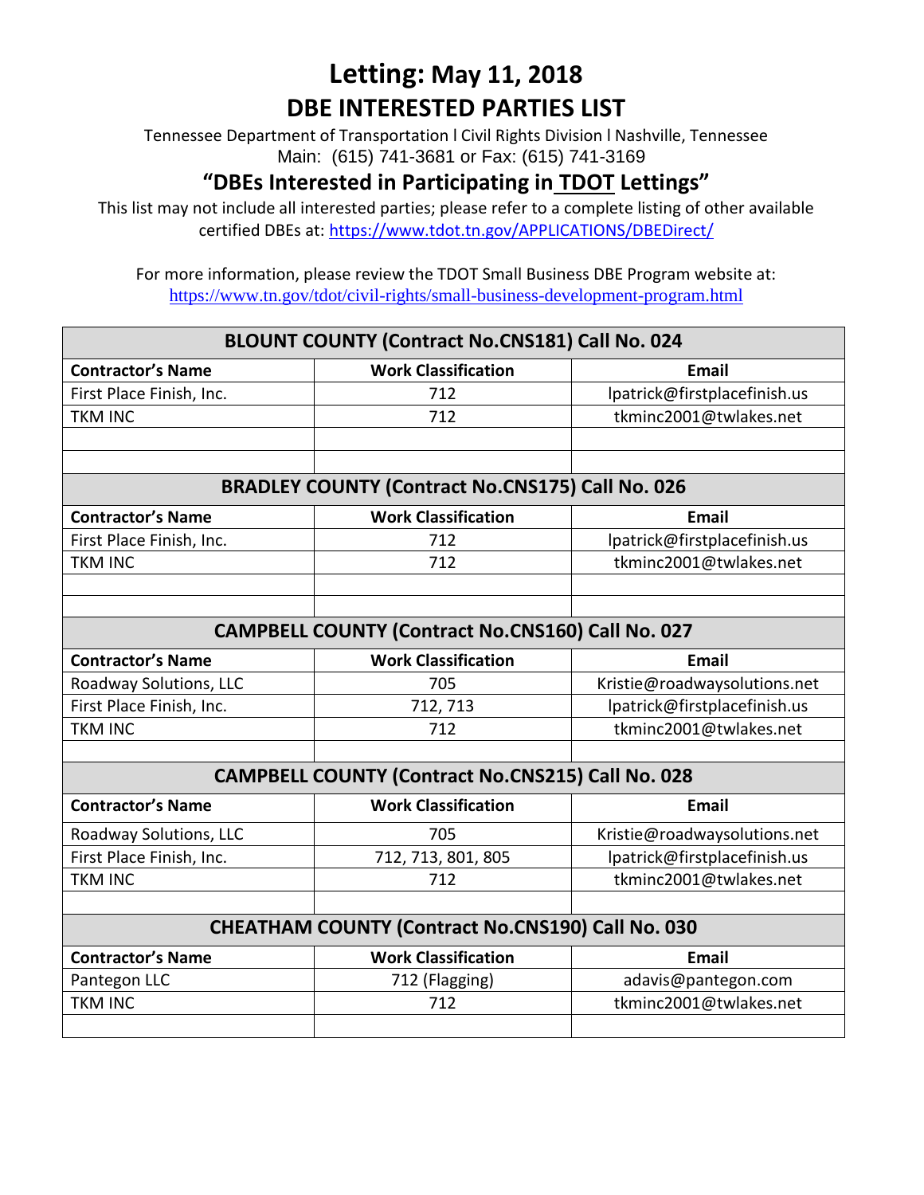# Letting: May 11, 2018

## DBE INTERESTED PARTIES LIST

Tennessee Department of Transportation l Civil Rights Division l Nashville, Tennessee
Main: (615) 741-3681 or Fax: (615) 741-3169

## "DBEs Interested in Participating in TDOT Lettings"

This list may not include all interested parties; please refer to a complete listing of other available certified DBEs at: https://www.tdot.tn.gov/APPLICATIONS/DBEDirect/

For more information, please review the TDOT Small Business DBE Program website at: https://www.tn.gov/tdot/civil-rights/small-business-development-program.html

| BLOUNT COUNTY (Contract No.CNS181) Call No. 024 | | |
|---|---|---|
| **Contractor's Name** | **Work Classification** | **Email** |
| First Place Finish, Inc. | 712 | lpatrick@firstplacefinish.us |
| TKM INC | 712 | tkminc2001@twlakes.net |
| | | |
| | | |

| BRADLEY COUNTY (Contract No.CNS175) Call No. 026 | | |
|---|---|---|
| **Contractor's Name** | **Work Classification** | **Email** |
| First Place Finish, Inc. | 712 | lpatrick@firstplacefinish.us |
| TKM INC | 712 | tkminc2001@twlakes.net |
| | | |
| | | |

| CAMPBELL COUNTY (Contract No.CNS160) Call No. 027 | | |
|---|---|---|
| **Contractor's Name** | **Work Classification** | **Email** |
| Roadway Solutions, LLC | 705 | Kristie@roadwaysolutions.net |
| First Place Finish, Inc. | 712, 713 | lpatrick@firstplacefinish.us |
| TKM INC | 712 | tkminc2001@twlakes.net |
| | | |

| CAMPBELL COUNTY (Contract No.CNS215) Call No. 028 | | |
|---|---|---|
| **Contractor's Name** | **Work Classification** | **Email** |
| Roadway Solutions, LLC | 705 | Kristie@roadwaysolutions.net |
| First Place Finish, Inc. | 712, 713, 801, 805 | lpatrick@firstplacefinish.us |
| TKM INC | 712 | tkminc2001@twlakes.net |
| | | |

| CHEATHAM COUNTY (Contract No.CNS190) Call No. 030 | | |
|---|---|---|
| **Contractor's Name** | **Work Classification** | **Email** |
| Pantegon LLC | 712 (Flagging) | adavis@pantegon.com |
| TKM INC | 712 | tkminc2001@twlakes.net |
| | | |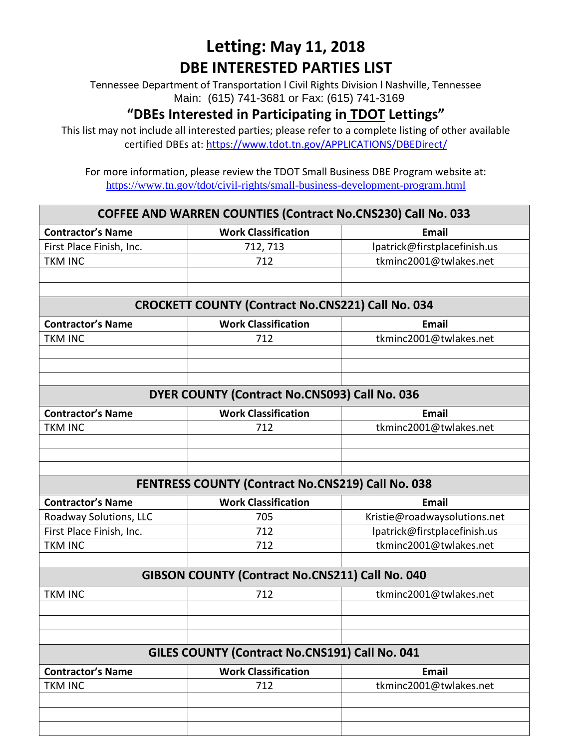# Letting: May 11, 2018

## DBE INTERESTED PARTIES LIST

Tennessee Department of Transportation l Civil Rights Division l Nashville, Tennessee
Main: (615) 741-3681 or Fax: (615) 741-3169

## "DBEs Interested in Participating in TDOT Lettings"

This list may not include all interested parties; please refer to a complete listing of other available certified DBEs at: https://www.tdot.tn.gov/APPLICATIONS/DBEDirect/

For more information, please review the TDOT Small Business DBE Program website at:
https://www.tn.gov/tdot/civil-rights/small-business-development-program.html

| COFFEE AND WARREN COUNTIES (Contract No.CNS230) Call No. 033 | | |
|---|---|---|
| **Contractor's Name** | **Work Classification** | **Email** |
| First Place Finish, Inc. | 712, 713 | lpatrick@firstplacefinish.us |
| TKM INC | 712 | tkminc2001@twlakes.net |
| | | |
| | | |

| CROCKETT COUNTY (Contract No.CNS221) Call No. 034 | | |
|---|---|---|
| **Contractor's Name** | **Work Classification** | **Email** |
| TKM INC | 712 | tkminc2001@twlakes.net |
| | | |
| | | |
| | | |

| DYER COUNTY (Contract No.CNS093) Call No. 036 | | |
|---|---|---|
| **Contractor's Name** | **Work Classification** | **Email** |
| TKM INC | 712 | tkminc2001@twlakes.net |
| | | |
| | | |
| | | |

| FENTRESS COUNTY (Contract No.CNS219) Call No. 038 | | |
|---|---|---|
| **Contractor's Name** | **Work Classification** | **Email** |
| Roadway Solutions, LLC | 705 | Kristie@roadwaysolutions.net |
| First Place Finish, Inc. | 712 | lpatrick@firstplacefinish.us |
| TKM INC | 712 | tkminc2001@twlakes.net |
| | | |

| GIBSON COUNTY (Contract No.CNS211) Call No. 040 | | |
|---|---|---|
| TKM INC | 712 | tkminc2001@twlakes.net |
| | | |
| | | |
| | | |

| GILES COUNTY (Contract No.CNS191) Call No. 041 | | |
|---|---|---|
| **Contractor's Name** | **Work Classification** | **Email** |
| TKM INC | 712 | tkminc2001@twlakes.net |
| | | |
| | | |
| | | |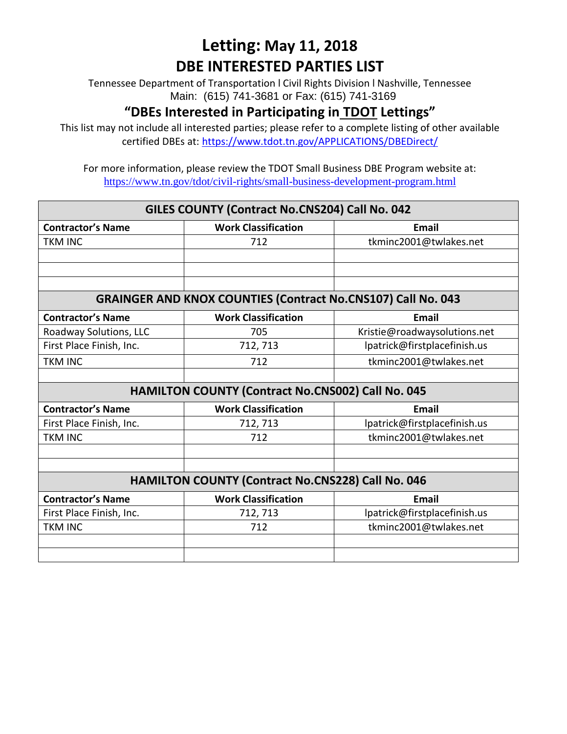# Letting: May 11, 2018

## DBE INTERESTED PARTIES LIST

Tennessee Department of Transportation l Civil Rights Division l Nashville, Tennessee
Main: (615) 741-3681 or Fax: (615) 741-3169

### "DBEs Interested in Participating in TDOT Lettings"

This list may not include all interested parties; please refer to a complete listing of other available certified DBEs at: https://www.tdot.tn.gov/APPLICATIONS/DBEDirect/

For more information, please review the TDOT Small Business DBE Program website at: https://www.tn.gov/tdot/civil-rights/small-business-development-program.html

| GILES COUNTY (Contract No.CNS204) Call No. 042 | | |
|---|---|---|
| **Contractor's Name** | **Work Classification** | **Email** |
| TKM INC | 712 | tkminc2001@twlakes.net |
| | | |
| | | |
| | | |

| GRAINGER AND KNOX COUNTIES (Contract No.CNS107) Call No. 043 | | |
|---|---|---|
| **Contractor's Name** | **Work Classification** | **Email** |
| Roadway Solutions, LLC | 705 | Kristie@roadwaysolutions.net |
| First Place Finish, Inc. | 712, 713 | lpatrick@firstplacefinish.us |
| TKM INC | 712 | tkminc2001@twlakes.net |
| | | |

| HAMILTON COUNTY (Contract No.CNS002) Call No. 045 | | |
|---|---|---|
| **Contractor's Name** | **Work Classification** | **Email** |
| First Place Finish, Inc. | 712, 713 | lpatrick@firstplacefinish.us |
| TKM INC | 712 | tkminc2001@twlakes.net |
| | | |
| | | |

| HAMILTON COUNTY (Contract No.CNS228) Call No. 046 | | |
|---|---|---|
| **Contractor's Name** | **Work Classification** | **Email** |
| First Place Finish, Inc. | 712, 713 | lpatrick@firstplacefinish.us |
| TKM INC | 712 | tkminc2001@twlakes.net |
| | | |
| | | |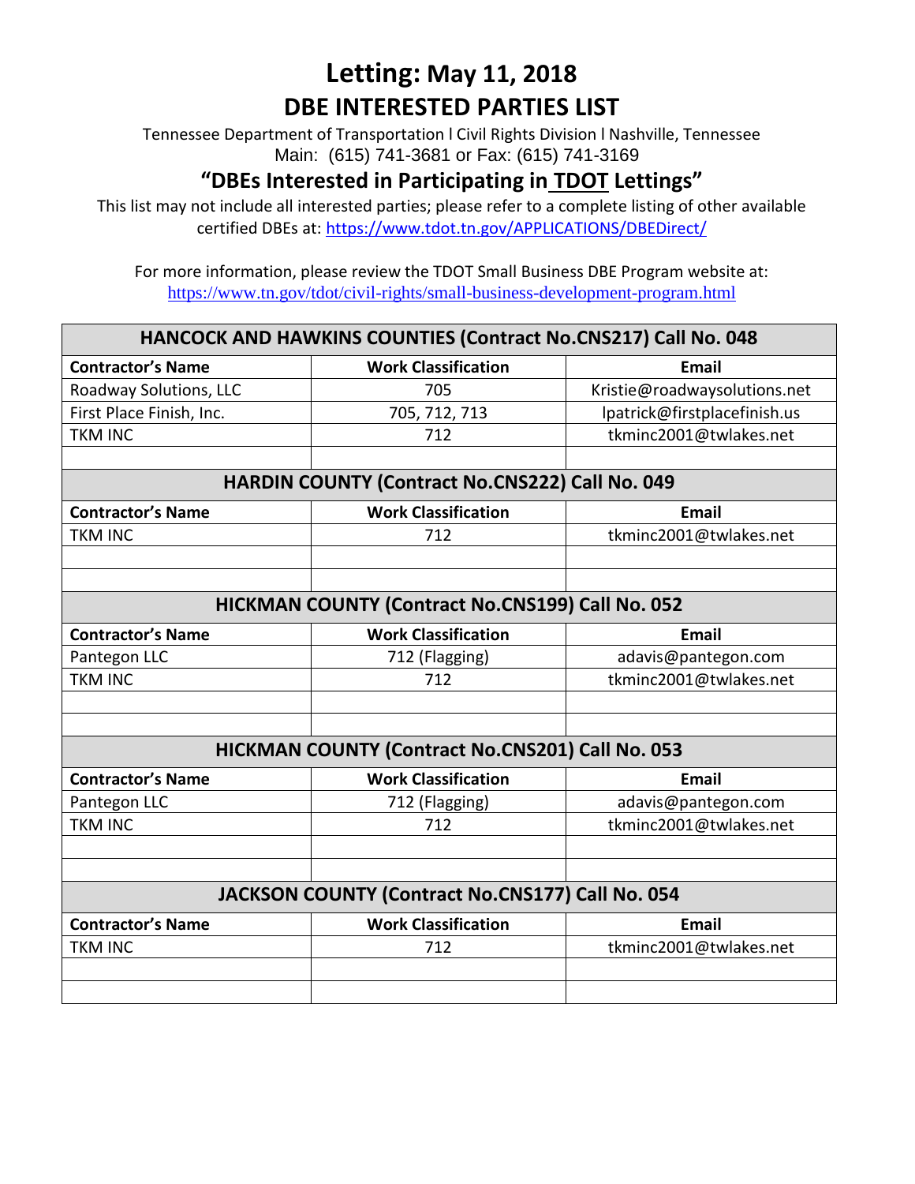# Letting: May 11, 2018

## DBE INTERESTED PARTIES LIST

Tennessee Department of Transportation l Civil Rights Division l Nashville, Tennessee
Main: (615) 741-3681 or Fax: (615) 741-3169

### "DBEs Interested in Participating in TDOT Lettings"

This list may not include all interested parties; please refer to a complete listing of other available certified DBEs at: https://www.tdot.tn.gov/APPLICATIONS/DBEDirect/

For more information, please review the TDOT Small Business DBE Program website at: https://www.tn.gov/tdot/civil-rights/small-business-development-program.html

**HANCOCK AND HAWKINS COUNTIES (Contract No.CNS217) Call No. 048**

| Contractor's Name | Work Classification | Email |
|---|---|---|
| Roadway Solutions, LLC | 705 | Kristie@roadwaysolutions.net |
| First Place Finish, Inc. | 705, 712, 713 | lpatrick@firstplacefinish.us |
| TKM INC | 712 | tkminc2001@twlakes.net |
| | | |

**HARDIN COUNTY (Contract No.CNS222) Call No. 049**

| Contractor's Name | Work Classification | Email |
|---|---|---|
| TKM INC | 712 | tkminc2001@twlakes.net |
| | | |
| | | |

**HICKMAN COUNTY (Contract No.CNS199) Call No. 052**

| Contractor's Name | Work Classification | Email |
|---|---|---|
| Pantegon LLC | 712 (Flagging) | adavis@pantegon.com |
| TKM INC | 712 | tkminc2001@twlakes.net |
| | | |
| | | |

**HICKMAN COUNTY (Contract No.CNS201) Call No. 053**

| Contractor's Name | Work Classification | Email |
|---|---|---|
| Pantegon LLC | 712 (Flagging) | adavis@pantegon.com |
| TKM INC | 712 | tkminc2001@twlakes.net |
| | | |
| | | |

**JACKSON COUNTY (Contract No.CNS177) Call No. 054**

| Contractor's Name | Work Classification | Email |
|---|---|---|
| TKM INC | 712 | tkminc2001@twlakes.net |
| | | |
| | | |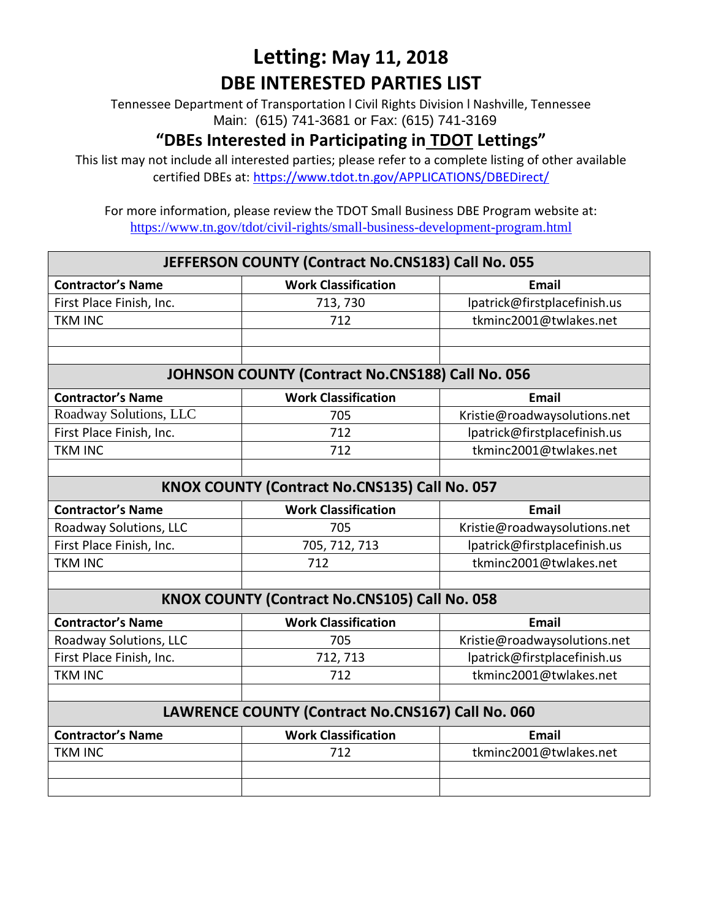# Letting: May 11, 2018
## DBE INTERESTED PARTIES LIST

Tennessee Department of Transportation l Civil Rights Division l Nashville, Tennessee
Main: (615) 741-3681 or Fax: (615) 741-3169

## "DBEs Interested in Participating in TDOT Lettings"

This list may not include all interested parties; please refer to a complete listing of other available certified DBEs at: https://www.tdot.tn.gov/APPLICATIONS/DBEDirect/

For more information, please review the TDOT Small Business DBE Program website at: https://www.tn.gov/tdot/civil-rights/small-business-development-program.html

| JEFFERSON COUNTY (Contract No.CNS183) Call No. 055 | | |
|---|---|---|
| **Contractor's Name** | **Work Classification** | **Email** |
| First Place Finish, Inc. | 713, 730 | lpatrick@firstplacefinish.us |
| TKM INC | 712 | tkminc2001@twlakes.net |
| | | |
| | | |

| JOHNSON COUNTY (Contract No.CNS188) Call No. 056 | | |
|---|---|---|
| **Contractor's Name** | **Work Classification** | **Email** |
| Roadway Solutions, LLC | 705 | Kristie@roadwaysolutions.net |
| First Place Finish, Inc. | 712 | lpatrick@firstplacefinish.us |
| TKM INC | 712 | tkminc2001@twlakes.net |
| | | |

| KNOX COUNTY (Contract No.CNS135) Call No. 057 | | |
|---|---|---|
| **Contractor's Name** | **Work Classification** | **Email** |
| Roadway Solutions, LLC | 705 | Kristie@roadwaysolutions.net |
| First Place Finish, Inc. | 705, 712, 713 | lpatrick@firstplacefinish.us |
| TKM INC | 712 | tkminc2001@twlakes.net |
| | | |

| KNOX COUNTY (Contract No.CNS105) Call No. 058 | | |
|---|---|---|
| **Contractor's Name** | **Work Classification** | **Email** |
| Roadway Solutions, LLC | 705 | Kristie@roadwaysolutions.net |
| First Place Finish, Inc. | 712, 713 | lpatrick@firstplacefinish.us |
| TKM INC | 712 | tkminc2001@twlakes.net |
| | | |

| LAWRENCE COUNTY (Contract No.CNS167) Call No. 060 | | |
|---|---|---|
| **Contractor's Name** | **Work Classification** | **Email** |
| TKM INC | 712 | tkminc2001@twlakes.net |
| | | |
| | | |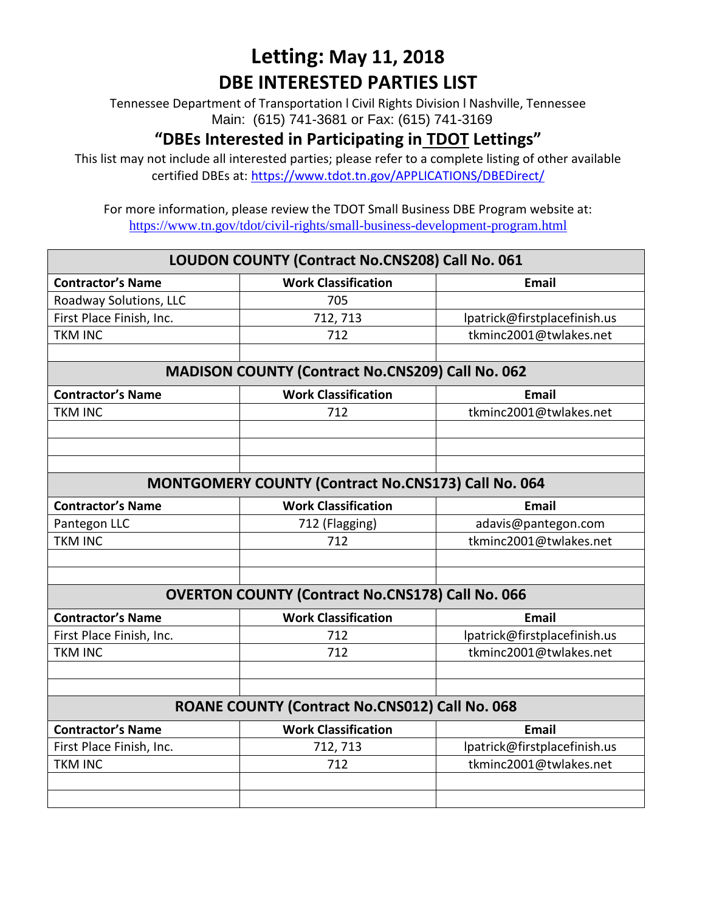# Letting: May 11, 2018

## DBE INTERESTED PARTIES LIST

Tennessee Department of Transportation l Civil Rights Division l Nashville, Tennessee
Main: (615) 741-3681 or Fax: (615) 741-3169

### "DBEs Interested in Participating in TDOT Lettings"

This list may not include all interested parties; please refer to a complete listing of other available certified DBEs at: https://www.tdot.tn.gov/APPLICATIONS/DBEDirect/

For more information, please review the TDOT Small Business DBE Program website at:
https://www.tn.gov/tdot/civil-rights/small-business-development-program.html

| LOUDON COUNTY (Contract No.CNS208) Call No. 061 | | |
|---|---|---|
| **Contractor's Name** | **Work Classification** | **Email** |
| Roadway Solutions, LLC | 705 | |
| First Place Finish, Inc. | 712, 713 | lpatrick@firstplacefinish.us |
| TKM INC | 712 | tkminc2001@twlakes.net |
| | | |

| MADISON COUNTY (Contract No.CNS209) Call No. 062 | | |
|---|---|---|
| **Contractor's Name** | **Work Classification** | **Email** |
| TKM INC | 712 | tkminc2001@twlakes.net |
| | | |
| | | |
| | | |

| MONTGOMERY COUNTY (Contract No.CNS173) Call No. 064 | | |
|---|---|---|
| **Contractor's Name** | **Work Classification** | **Email** |
| Pantegon LLC | 712 (Flagging) | adavis@pantegon.com |
| TKM INC | 712 | tkminc2001@twlakes.net |
| | | |
| | | |

| OVERTON COUNTY (Contract No.CNS178) Call No. 066 | | |
|---|---|---|
| **Contractor's Name** | **Work Classification** | **Email** |
| First Place Finish, Inc. | 712 | lpatrick@firstplacefinish.us |
| TKM INC | 712 | tkminc2001@twlakes.net |
| | | |
| | | |

| ROANE COUNTY (Contract No.CNS012) Call No. 068 | | |
|---|---|---|
| **Contractor's Name** | **Work Classification** | **Email** |
| First Place Finish, Inc. | 712, 713 | lpatrick@firstplacefinish.us |
| TKM INC | 712 | tkminc2001@twlakes.net |
| | | |
| | | |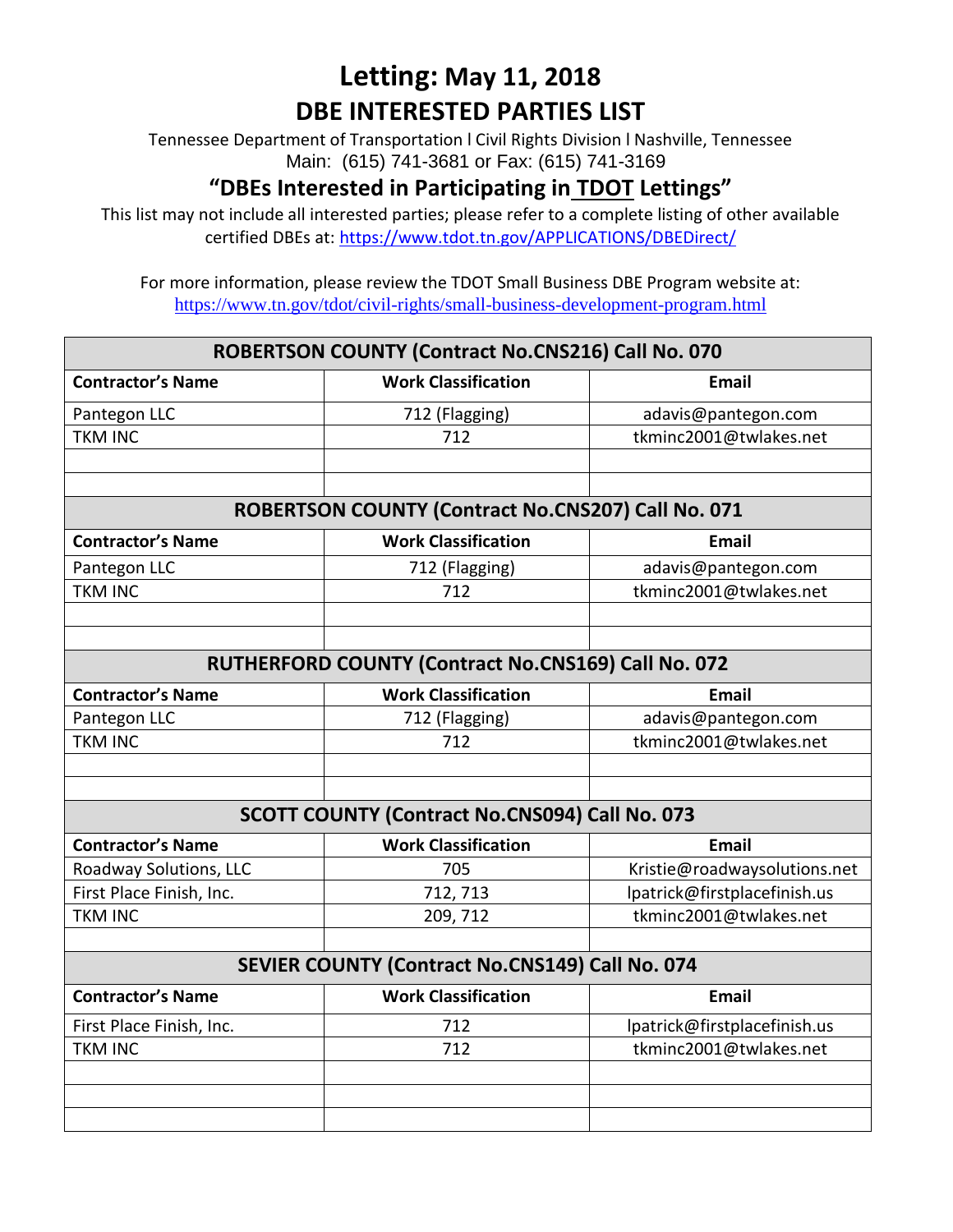# Letting: May 11, 2018

## DBE INTERESTED PARTIES LIST

Tennessee Department of Transportation l Civil Rights Division l Nashville, Tennessee
Main: (615) 741-3681 or Fax: (615) 741-3169

### "DBEs Interested in Participating in TDOT Lettings"

This list may not include all interested parties; please refer to a complete listing of other available certified DBEs at: https://www.tdot.tn.gov/APPLICATIONS/DBEDirect/

For more information, please review the TDOT Small Business DBE Program website at:
https://www.tn.gov/tdot/civil-rights/small-business-development-program.html

| ROBERTSON COUNTY (Contract No.CNS216) Call No. 070 | | |
|---|---|---|
| **Contractor's Name** | **Work Classification** | **Email** |
| Pantegon LLC | 712 (Flagging) | adavis@pantegon.com |
| TKM INC | 712 | tkminc2001@twlakes.net |
| | | |
| | | |

| ROBERTSON COUNTY (Contract No.CNS207) Call No. 071 | | |
|---|---|---|
| **Contractor's Name** | **Work Classification** | **Email** |
| Pantegon LLC | 712 (Flagging) | adavis@pantegon.com |
| TKM INC | 712 | tkminc2001@twlakes.net |
| | | |
| | | |

| RUTHERFORD COUNTY (Contract No.CNS169) Call No. 072 | | |
|---|---|---|
| **Contractor's Name** | **Work Classification** | **Email** |
| Pantegon LLC | 712 (Flagging) | adavis@pantegon.com |
| TKM INC | 712 | tkminc2001@twlakes.net |
| | | |
| | | |

| SCOTT COUNTY (Contract No.CNS094) Call No. 073 | | |
|---|---|---|
| **Contractor's Name** | **Work Classification** | **Email** |
| Roadway Solutions, LLC | 705 | Kristie@roadwaysolutions.net |
| First Place Finish, Inc. | 712, 713 | lpatrick@firstplacefinish.us |
| TKM INC | 209, 712 | tkminc2001@twlakes.net |
| | | |

| SEVIER COUNTY (Contract No.CNS149) Call No. 074 | | |
|---|---|---|
| **Contractor's Name** | **Work Classification** | **Email** |
| First Place Finish, Inc. | 712 | lpatrick@firstplacefinish.us |
| TKM INC | 712 | tkminc2001@twlakes.net |
| | | |
| | | |
| | | |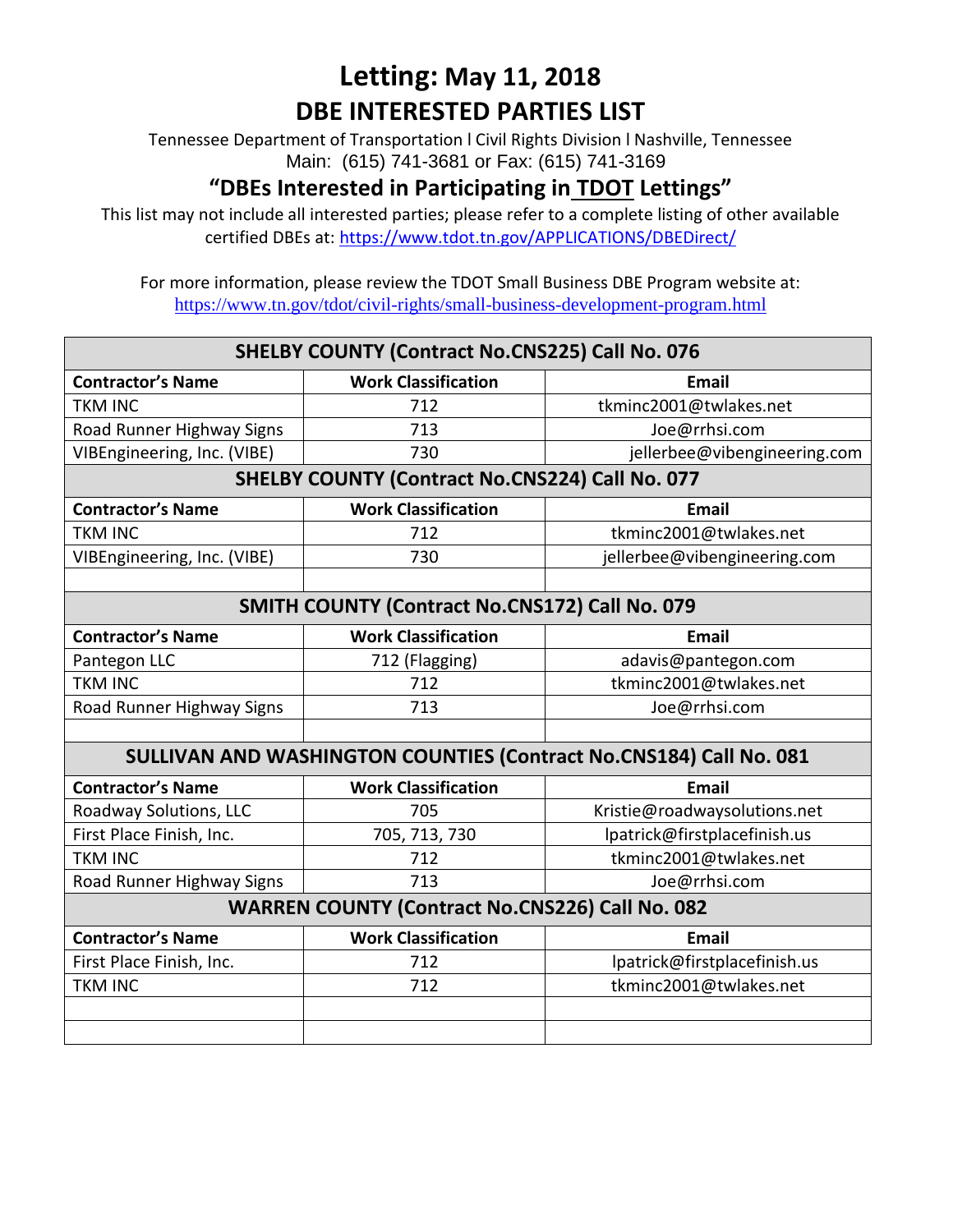# Letting: May 11, 2018

## DBE INTERESTED PARTIES LIST

Tennessee Department of Transportation l Civil Rights Division l Nashville, Tennessee
Main: (615) 741-3681 or Fax: (615) 741-3169

### "DBEs Interested in Participating in TDOT Lettings"

This list may not include all interested parties; please refer to a complete listing of other available certified DBEs at: https://www.tdot.tn.gov/APPLICATIONS/DBEDirect/

For more information, please review the TDOT Small Business DBE Program website at:
https://www.tn.gov/tdot/civil-rights/small-business-development-program.html

| SHELBY COUNTY (Contract No.CNS225) Call No. 076 | | |
|---|---|---|
| **Contractor's Name** | **Work Classification** | **Email** |
| TKM INC | 712 | tkminc2001@twlakes.net |
| Road Runner Highway Signs | 713 | Joe@rrhsi.com |
| VIBEngineering, Inc. (VIBE) | 730 | jellerbee@vibengineering.com |
| **SHELBY COUNTY (Contract No.CNS224) Call No. 077** | | |
| **Contractor's Name** | **Work Classification** | **Email** |
| TKM INC | 712 | tkminc2001@twlakes.net |
| VIBEngineering, Inc. (VIBE) | 730 | jellerbee@vibengineering.com |
| | | |
| **SMITH COUNTY (Contract No.CNS172) Call No. 079** | | |
| **Contractor's Name** | **Work Classification** | **Email** |
| Pantegon LLC | 712 (Flagging) | adavis@pantegon.com |
| TKM INC | 712 | tkminc2001@twlakes.net |
| Road Runner Highway Signs | 713 | Joe@rrhsi.com |
| | | |
| **SULLIVAN AND WASHINGTON COUNTIES (Contract No.CNS184) Call No. 081** | | |
| **Contractor's Name** | **Work Classification** | **Email** |
| Roadway Solutions, LLC | 705 | Kristie@roadwaysolutions.net |
| First Place Finish, Inc. | 705, 713, 730 | lpatrick@firstplacefinish.us |
| TKM INC | 712 | tkminc2001@twlakes.net |
| Road Runner Highway Signs | 713 | Joe@rrhsi.com |
| **WARREN COUNTY (Contract No.CNS226) Call No. 082** | | |
| **Contractor's Name** | **Work Classification** | **Email** |
| First Place Finish, Inc. | 712 | lpatrick@firstplacefinish.us |
| TKM INC | 712 | tkminc2001@twlakes.net |
| | | |
| | | |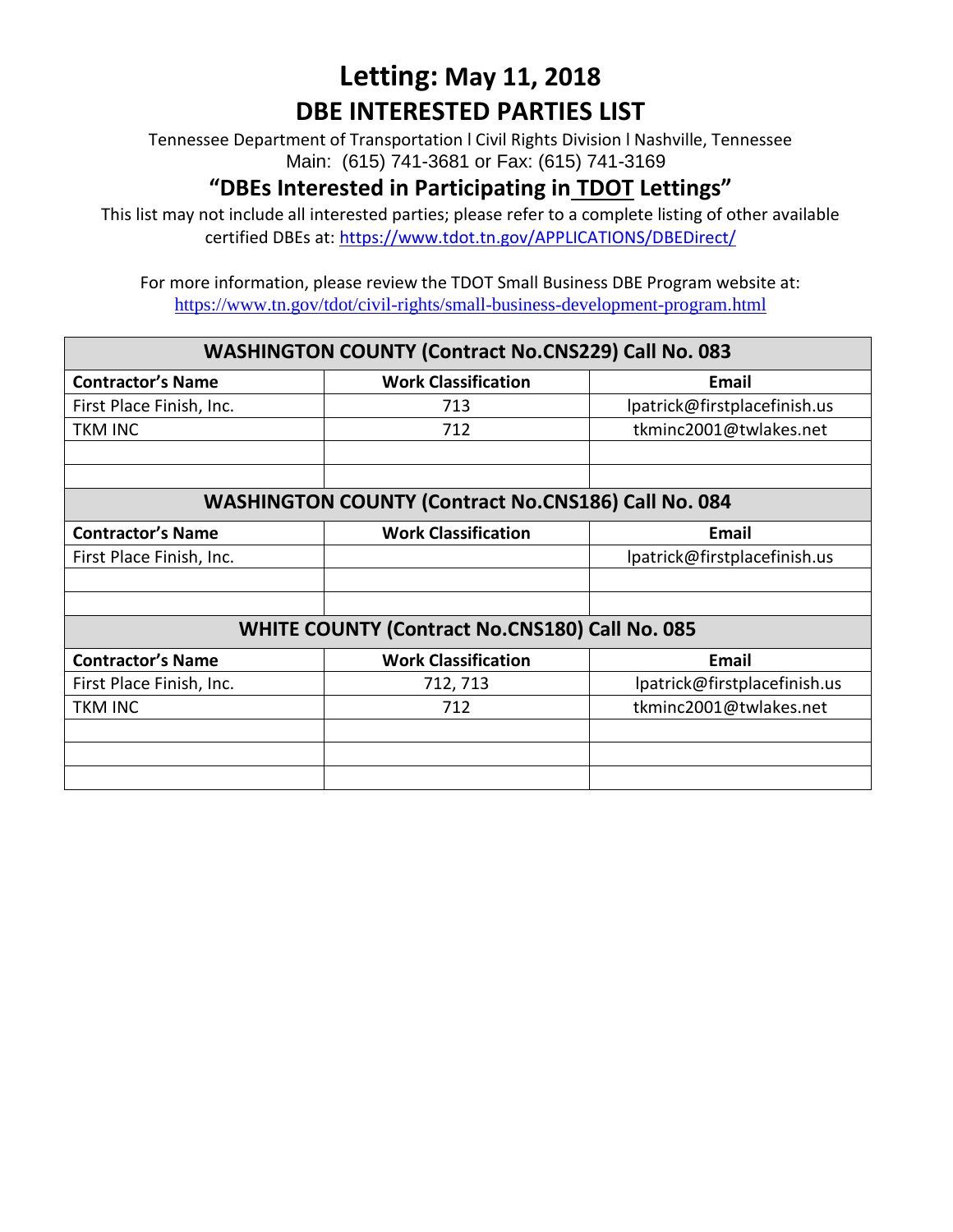# Letting: May 11, 2018

## DBE INTERESTED PARTIES LIST

Tennessee Department of Transportation l Civil Rights Division l Nashville, Tennessee
Main: (615) 741-3681 or Fax: (615) 741-3169

### "DBEs Interested in Participating in TDOT Lettings"

This list may not include all interested parties; please refer to a complete listing of other available certified DBEs at: https://www.tdot.tn.gov/APPLICATIONS/DBEDirect/

For more information, please review the TDOT Small Business DBE Program website at:
https://www.tn.gov/tdot/civil-rights/small-business-development-program.html

| WASHINGTON COUNTY (Contract No.CNS229) Call No. 083 | | |
|---|---|---|
| **Contractor's Name** | **Work Classification** | **Email** |
| First Place Finish, Inc. | 713 | lpatrick@firstplacefinish.us |
| TKM INC | 712 | tkminc2001@twlakes.net |
| | | |
| | | |

| WASHINGTON COUNTY (Contract No.CNS186) Call No. 084 | | |
|---|---|---|
| **Contractor's Name** | **Work Classification** | **Email** |
| First Place Finish, Inc. | | lpatrick@firstplacefinish.us |
| | | |
| | | |

| WHITE COUNTY (Contract No.CNS180) Call No. 085 | | |
|---|---|---|
| **Contractor's Name** | **Work Classification** | **Email** |
| First Place Finish, Inc. | 712, 713 | lpatrick@firstplacefinish.us |
| TKM INC | 712 | tkminc2001@twlakes.net |
| | | |
| | | |
| | | |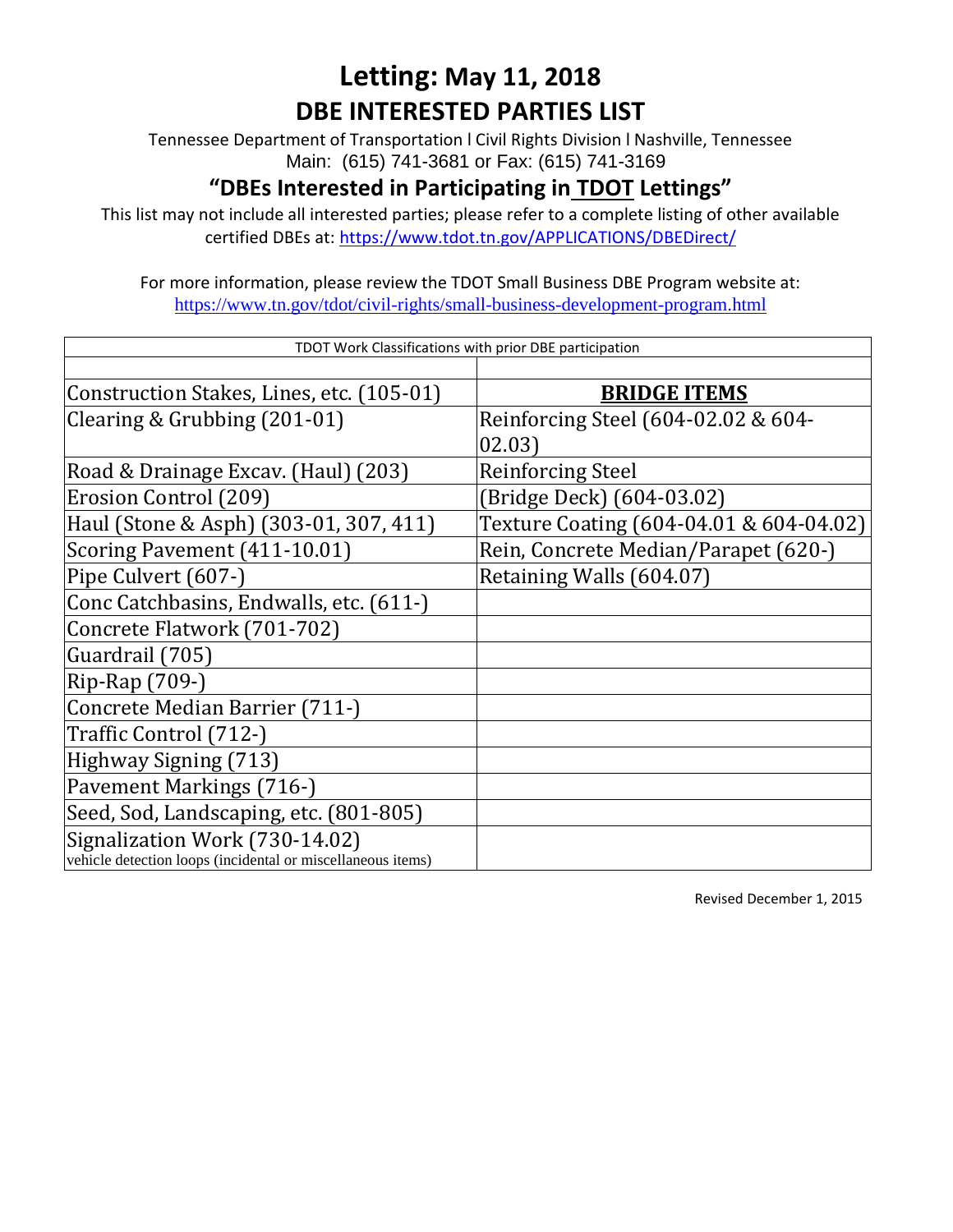# Letting: May 11, 2018

## DBE INTERESTED PARTIES LIST

Tennessee Department of Transportation l Civil Rights Division l Nashville, Tennessee

Main: (615) 741-3681 or Fax: (615) 741-3169

### "DBEs Interested in Participating in TDOT Lettings"

This list may not include all interested parties; please refer to a complete listing of other available certified DBEs at: https://www.tdot.tn.gov/APPLICATIONS/DBEDirect/

For more information, please review the TDOT Small Business DBE Program website at: https://www.tn.gov/tdot/civil-rights/small-business-development-program.html

| TDOT Work Classifications with prior DBE participation | |
|---|---|
| | |
| Construction Stakes, Lines, etc. (105-01) | **BRIDGE ITEMS** |
| Clearing & Grubbing (201-01) | Reinforcing Steel (604-02.02 & 604-02.03) |
| Road & Drainage Excav. (Haul) (203) | Reinforcing Steel |
| Erosion Control (209) | (Bridge Deck) (604-03.02) |
| Haul (Stone & Asph) (303-01, 307, 411) | Texture Coating (604-04.01 & 604-04.02) |
| Scoring Pavement (411-10.01) | Rein, Concrete Median/Parapet (620-) |
| Pipe Culvert (607-) | Retaining Walls (604.07) |
| Conc Catchbasins, Endwalls, etc. (611-) | |
| Concrete Flatwork (701-702) | |
| Guardrail (705) | |
| Rip-Rap (709-) | |
| Concrete Median Barrier (711-) | |
| Traffic Control (712-) | |
| Highway Signing (713) | |
| Pavement Markings (716-) | |
| Seed, Sod, Landscaping, etc. (801-805) | |
| Signalization Work (730-14.02) vehicle detection loops (incidental or miscellaneous items) | |

Revised December 1, 2015